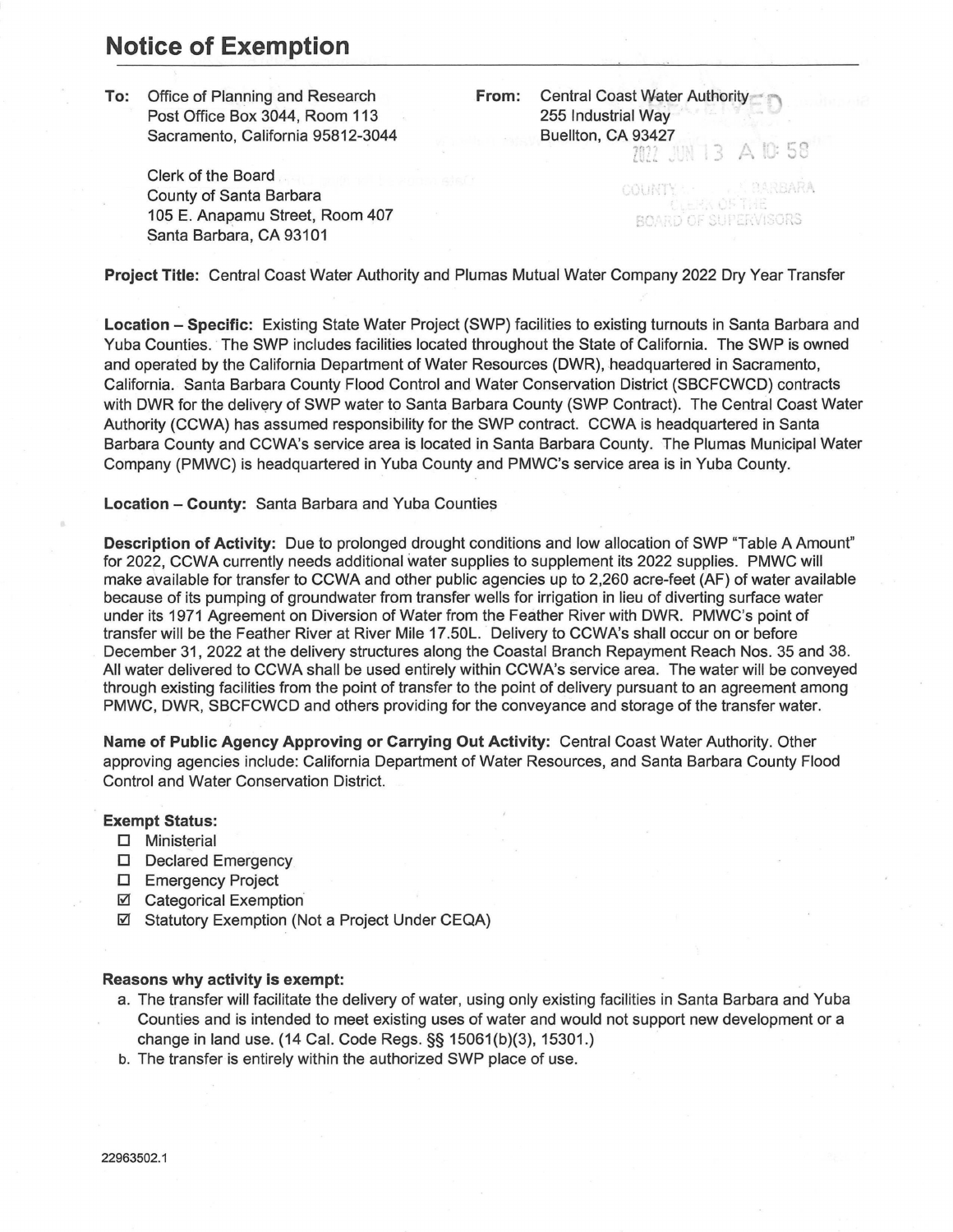# Notice of Exemption

**To:** Office of Planning and Research
Post Office Box 3044, Room 113
Sacramento, California 95812-3044

Clerk of the Board
County of Santa Barbara
105 E. Anapamu Street, Room 407
Santa Barbara, CA 93101

**From:** Central Coast Water Authority
255 Industrial Way
Buellton, CA 93427

RECEIVED
2022 JUN 13 A 10:58
COUNTY OF SANTA BARBARA
CLERK OF THE
BOARD OF SUPERVISORS

**Project Title:** Central Coast Water Authority and Plumas Mutual Water Company 2022 Dry Year Transfer

**Location – Specific:** Existing State Water Project (SWP) facilities to existing turnouts in Santa Barbara and Yuba Counties. The SWP includes facilities located throughout the State of California. The SWP is owned and operated by the California Department of Water Resources (DWR), headquartered in Sacramento, California. Santa Barbara County Flood Control and Water Conservation District (SBCFCWCD) contracts with DWR for the delivery of SWP water to Santa Barbara County (SWP Contract). The Central Coast Water Authority (CCWA) has assumed responsibility for the SWP contract. CCWA is headquartered in Santa Barbara County and CCWA's service area is located in Santa Barbara County. The Plumas Municipal Water Company (PMWC) is headquartered in Yuba County and PMWC's service area is in Yuba County.

**Location – County:** Santa Barbara and Yuba Counties

**Description of Activity:** Due to prolonged drought conditions and low allocation of SWP "Table A Amount" for 2022, CCWA currently needs additional water supplies to supplement its 2022 supplies. PMWC will make available for transfer to CCWA and other public agencies up to 2,260 acre-feet (AF) of water available because of its pumping of groundwater from transfer wells for irrigation in lieu of diverting surface water under its 1971 Agreement on Diversion of Water from the Feather River with DWR. PMWC's point of transfer will be the Feather River at River Mile 17.50L. Delivery to CCWA's shall occur on or before December 31, 2022 at the delivery structures along the Coastal Branch Repayment Reach Nos. 35 and 38. All water delivered to CCWA shall be used entirely within CCWA's service area. The water will be conveyed through existing facilities from the point of transfer to the point of delivery pursuant to an agreement among PMWC, DWR, SBCFCWCD and others providing for the conveyance and storage of the transfer water.

**Name of Public Agency Approving or Carrying Out Activity:** Central Coast Water Authority. Other approving agencies include: California Department of Water Resources, and Santa Barbara County Flood Control and Water Conservation District.

**Exempt Status:**

- ☐ Ministerial
- ☐ Declared Emergency
- ☐ Emergency Project
- ☑ Categorical Exemption
- ☑ Statutory Exemption (Not a Project Under CEQA)

**Reasons why activity is exempt:**

a. The transfer will facilitate the delivery of water, using only existing facilities in Santa Barbara and Yuba Counties and is intended to meet existing uses of water and would not support new development or a change in land use. (14 Cal. Code Regs. §§ 15061(b)(3), 15301.)

b. The transfer is entirely within the authorized SWP place of use.

22963502.1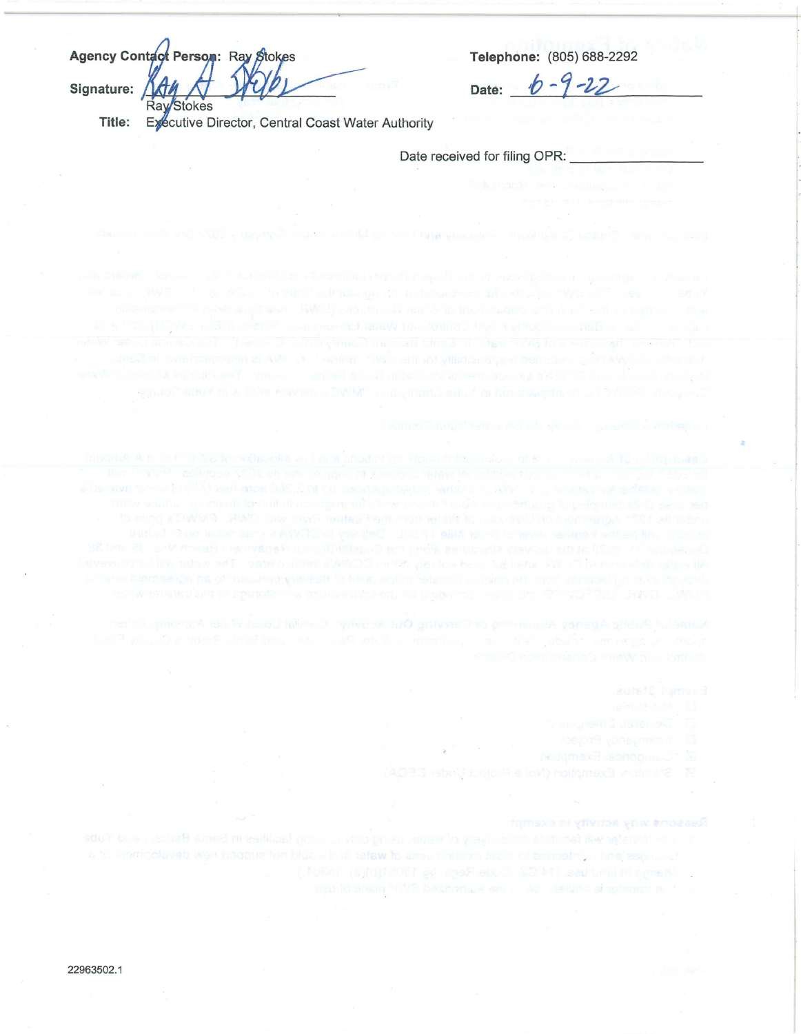**Agency Contact Person:** Ray Stokes

**Telephone:** (805) 688-2292

**Signature:** Ray A Stokes

**Date:** 6-9-22

Ray Stokes

**Title:** Executive Director, Central Coast Water Authority

Date received for filing OPR: ______________

22963502.1